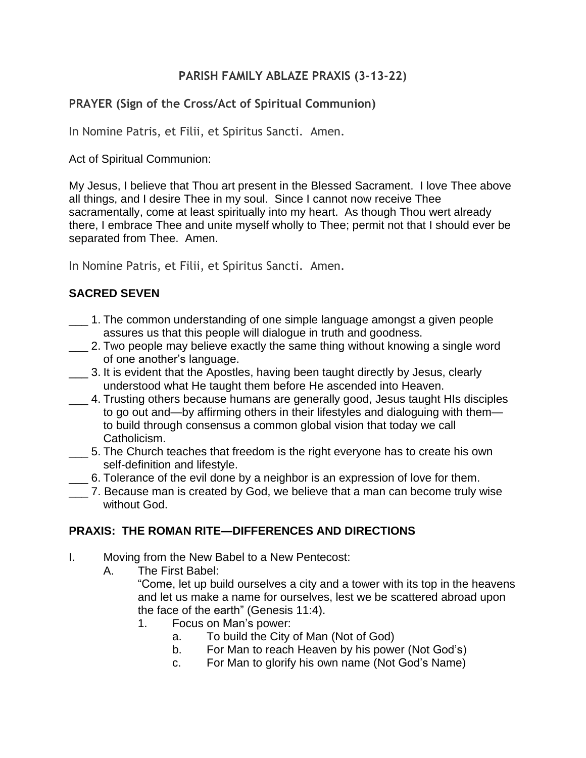# PARISH FAMILY ABLAZE PRAXIS (3-13-22)

## PRAYER (Sign of the Cross/Act of Spiritual Communion)

In Nomine Patris, et Filii, et Spiritus Sancti. Amen.

Act of Spiritual Communion:

My Jesus, I believe that Thou art present in the Blessed Sacrament. I love Thee above all things, and I desire Thee in my soul. Since I cannot now receive Thee sacramentally, come at least spiritually into my heart. As though Thou wert already there, I embrace Thee and unite myself wholly to Thee; permit not that I should ever be separated from Thee. Amen.

In Nomine Patris, et Filii, et Spiritus Sancti. Amen.

## SACRED SEVEN

___ 1. The common understanding of one simple language amongst a given people assures us that this people will dialogue in truth and goodness.

___ 2. Two people may believe exactly the same thing without knowing a single word of one another's language.

___ 3. It is evident that the Apostles, having been taught directly by Jesus, clearly understood what He taught them before He ascended into Heaven.

___ 4. Trusting others because humans are generally good, Jesus taught HIs disciples to go out and—by affirming others in their lifestyles and dialoguing with them—to build through consensus a common global vision that today we call Catholicism.

___ 5. The Church teaches that freedom is the right everyone has to create his own self-definition and lifestyle.

___ 6. Tolerance of the evil done by a neighbor is an expression of love for them.

___ 7. Because man is created by God, we believe that a man can become truly wise without God.

## PRAXIS: THE ROMAN RITE—DIFFERENCES AND DIRECTIONS

I. Moving from the New Babel to a New Pentecost:

   A. The First Babel:
      "Come, let up build ourselves a city and a tower with its top in the heavens and let us make a name for ourselves, lest we be scattered abroad upon the face of the earth" (Genesis 11:4).

      1. Focus on Man's power:
         a. To build the City of Man (Not of God)
         b. For Man to reach Heaven by his power (Not God's)
         c. For Man to glorify his own name (Not God's Name)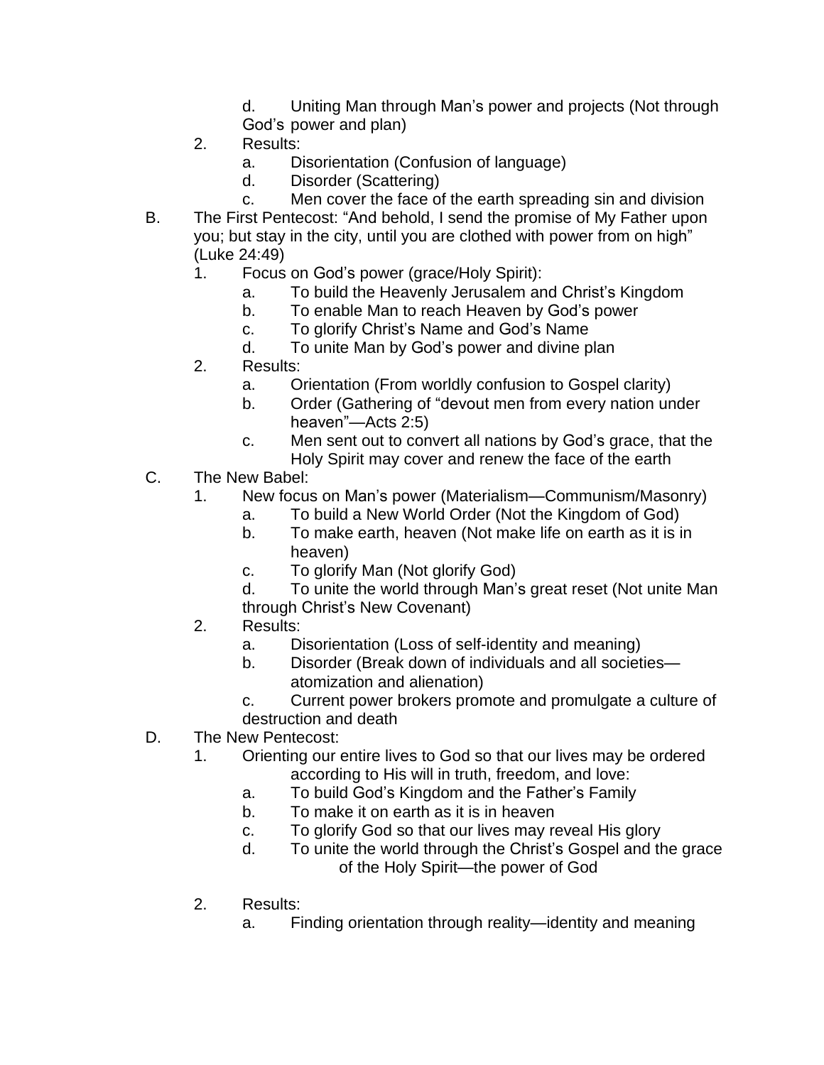d. Uniting Man through Man's power and projects (Not through God's power and plan)

   2. Results:
      a. Disorientation (Confusion of language)
      d. Disorder (Scattering)
      c. Men cover the face of the earth spreading sin and division

B. The First Pentecost: "And behold, I send the promise of My Father upon you; but stay in the city, until you are clothed with power from on high" (Luke 24:49)
   1. Focus on God's power (grace/Holy Spirit):
      a. To build the Heavenly Jerusalem and Christ's Kingdom
      b. To enable Man to reach Heaven by God's power
      c. To glorify Christ's Name and God's Name
      d. To unite Man by God's power and divine plan
   2. Results:
      a. Orientation (From worldly confusion to Gospel clarity)
      b. Order (Gathering of "devout men from every nation under heaven"—Acts 2:5)
      c. Men sent out to convert all nations by God's grace, that the Holy Spirit may cover and renew the face of the earth

C. The New Babel:
   1. New focus on Man's power (Materialism—Communism/Masonry)
      a. To build a New World Order (Not the Kingdom of God)
      b. To make earth, heaven (Not make life on earth as it is in heaven)
      c. To glorify Man (Not glorify God)
      d. To unite the world through Man's great reset (Not unite Man through Christ's New Covenant)
   2. Results:
      a. Disorientation (Loss of self-identity and meaning)
      b. Disorder (Break down of individuals and all societies—atomization and alienation)
      c. Current power brokers promote and promulgate a culture of destruction and death

D. The New Pentecost:
   1. Orienting our entire lives to God so that our lives may be ordered according to His will in truth, freedom, and love:
      a. To build God's Kingdom and the Father's Family
      b. To make it on earth as it is in heaven
      c. To glorify God so that our lives may reveal His glory
      d. To unite the world through the Christ's Gospel and the grace of the Holy Spirit—the power of God

   2. Results:
      a. Finding orientation through reality—identity and meaning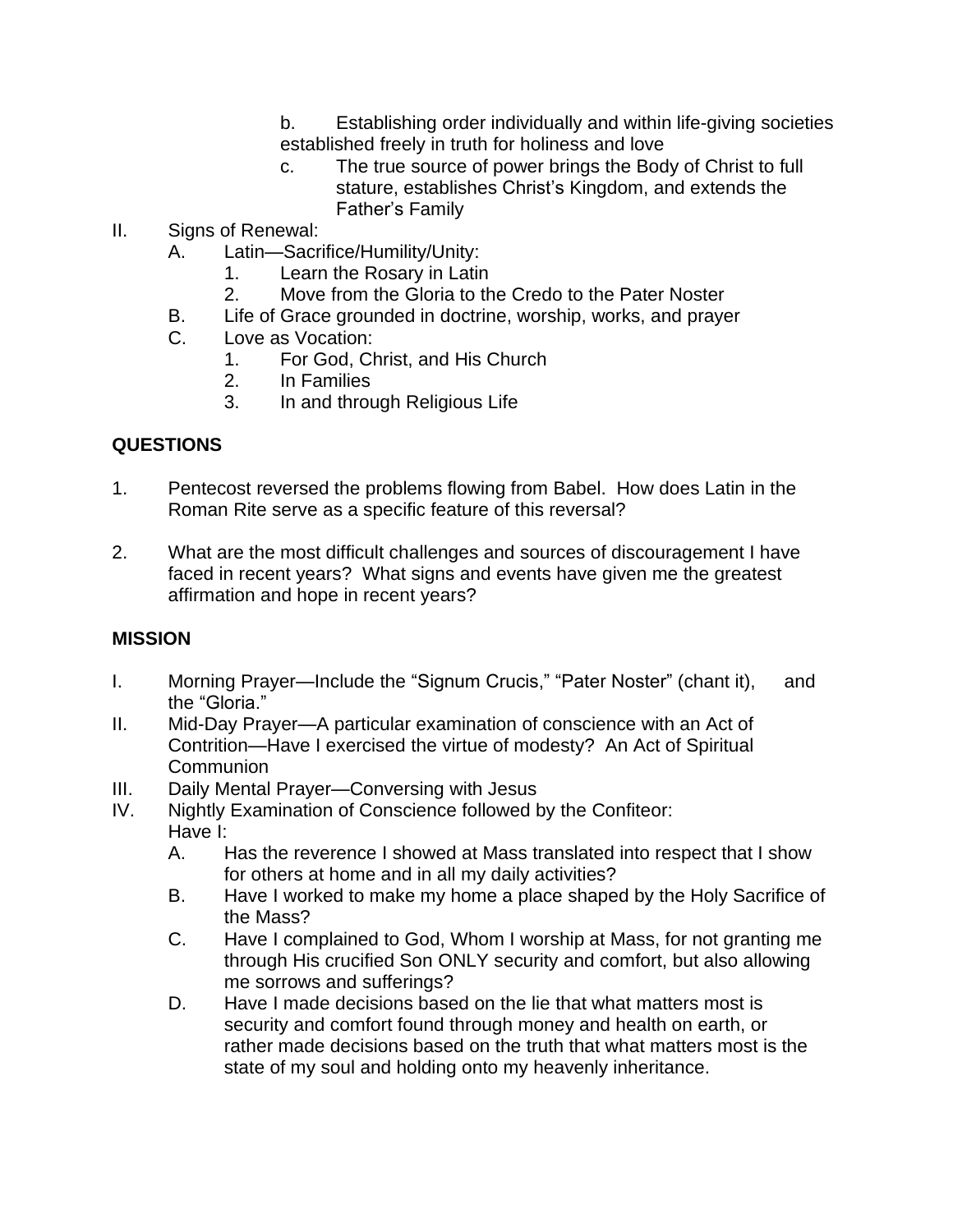- b. Establishing order individually and within life-giving societies established freely in truth for holiness and love
   - c. The true source of power brings the Body of Christ to full stature, establishes Christ's Kingdom, and extends the Father's Family

II. Signs of Renewal:
   - A. Latin—Sacrifice/Humility/Unity:
     1. Learn the Rosary in Latin
     2. Move from the Gloria to the Credo to the Pater Noster
   - B. Life of Grace grounded in doctrine, worship, works, and prayer
   - C. Love as Vocation:
     1. For God, Christ, and His Church
     2. In Families
     3. In and through Religious Life

**QUESTIONS**

1. Pentecost reversed the problems flowing from Babel. How does Latin in the Roman Rite serve as a specific feature of this reversal?

2. What are the most difficult challenges and sources of discouragement I have faced in recent years? What signs and events have given me the greatest affirmation and hope in recent years?

**MISSION**

I. Morning Prayer—Include the "Signum Crucis," "Pater Noster" (chant it), and the "Gloria."

II. Mid-Day Prayer—A particular examination of conscience with an Act of Contrition—Have I exercised the virtue of modesty? An Act of Spiritual Communion

III. Daily Mental Prayer—Conversing with Jesus

IV. Nightly Examination of Conscience followed by the Confiteor:
   Have I:
   - A. Has the reverence I showed at Mass translated into respect that I show for others at home and in all my daily activities?
   - B. Have I worked to make my home a place shaped by the Holy Sacrifice of the Mass?
   - C. Have I complained to God, Whom I worship at Mass, for not granting me through His crucified Son ONLY security and comfort, but also allowing me sorrows and sufferings?
   - D. Have I made decisions based on the lie that what matters most is security and comfort found through money and health on earth, or rather made decisions based on the truth that what matters most is the state of my soul and holding onto my heavenly inheritance.